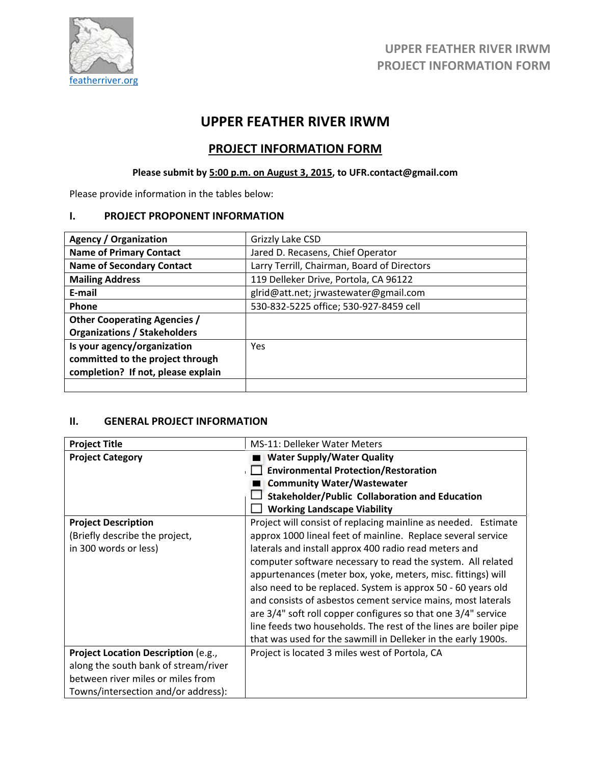featherriver.org

UPPER FEATHER RIVER IRWM
PROJECT INFORMATION FORM

# UPPER FEATHER RIVER IRWM

## PROJECT INFORMATION FORM

**Please submit by 5:00 p.m. on August 3, 2015, to UFR.contact@gmail.com**

Please provide information in the tables below:

### I. PROJECT PROPONENT INFORMATION

| | |
|---|---|
| **Agency / Organization** | Grizzly Lake CSD |
| **Name of Primary Contact** | Jared D. Recasens, Chief Operator |
| **Name of Secondary Contact** | Larry Terrill, Chairman, Board of Directors |
| **Mailing Address** | 119 Delleker Drive, Portola, CA 96122 |
| **E-mail** | glrid@att.net; jrwastewater@gmail.com |
| **Phone** | 530-832-5225 office; 530-927-8459 cell |
| **Other Cooperating Agencies / Organizations / Stakeholders** | |
| **Is your agency/organization committed to the project through completion? If not, please explain** | Yes |
| | |

### II. GENERAL PROJECT INFORMATION

| | |
|---|---|
| **Project Title** | MS-11: Delleker Water Meters |
| **Project Category** | ■ **Water Supply/Water Quality**<br>☐ **Environmental Protection/Restoration**<br>■ **Community Water/Wastewater**<br>☐ **Stakeholder/Public Collaboration and Education**<br>☐ **Working Landscape Viability** |
| **Project Description** (Briefly describe the project, in 300 words or less) | Project will consist of replacing mainline as needed. Estimate approx 1000 lineal feet of mainline. Replace several service laterals and install approx 400 radio read meters and computer software necessary to read the system. All related appurtenances (meter box, yoke, meters, misc. fittings) will also need to be replaced. System is approx 50 - 60 years old and consists of asbestos cement service mains, most laterals are 3/4" soft roll copper configures so that one 3/4" service line feeds two households. The rest of the lines are boiler pipe that was used for the sawmill in Delleker in the early 1900s. |
| **Project Location Description** (e.g., along the south bank of stream/river between river miles or miles from Towns/intersection and/or address): | Project is located 3 miles west of Portola, CA |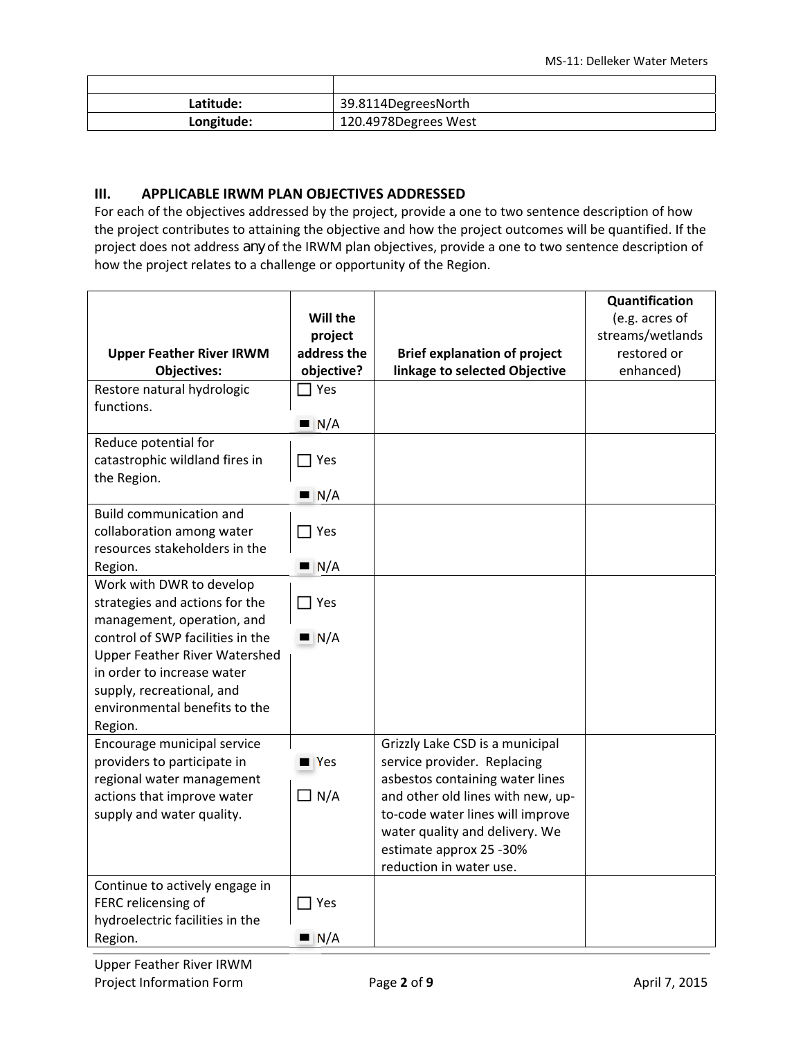| | |
|---|---|
| **Latitude:** | 39.8114DegreesNorth |
| **Longitude:** | 120.4978Degrees West |

## III. APPLICABLE IRWM PLAN OBJECTIVES ADDRESSED

For each of the objectives addressed by the project, provide a one to two sentence description of how the project contributes to attaining the objective and how the project outcomes will be quantified. If the project does not address any of the IRWM plan objectives, provide a one to two sentence description of how the project relates to a challenge or opportunity of the Region.

| Upper Feather River IRWM Objectives: | Will the project address the objective? | Brief explanation of project linkage to selected Objective | Quantification (e.g. acres of streams/wetlands restored or enhanced) |
|---|---|---|---|
| Restore natural hydrologic functions. | ☐ Yes ■ N/A | | |
| Reduce potential for catastrophic wildland fires in the Region. | ☐ Yes ■ N/A | | |
| Build communication and collaboration among water resources stakeholders in the Region. | ☐ Yes ■ N/A | | |
| Work with DWR to develop strategies and actions for the management, operation, and control of SWP facilities in the Upper Feather River Watershed in order to increase water supply, recreational, and environmental benefits to the Region. | ☐ Yes ■ N/A | | |
| Encourage municipal service providers to participate in regional water management actions that improve water supply and water quality. | ■ Yes ☐ N/A | Grizzly Lake CSD is a municipal service provider. Replacing asbestos containing water lines and other old lines with new, up-to-code water lines will improve water quality and delivery. We estimate approx 25 -30% reduction in water use. | |
| Continue to actively engage in FERC relicensing of hydroelectric facilities in the Region. | ☐ Yes ■ N/A | | |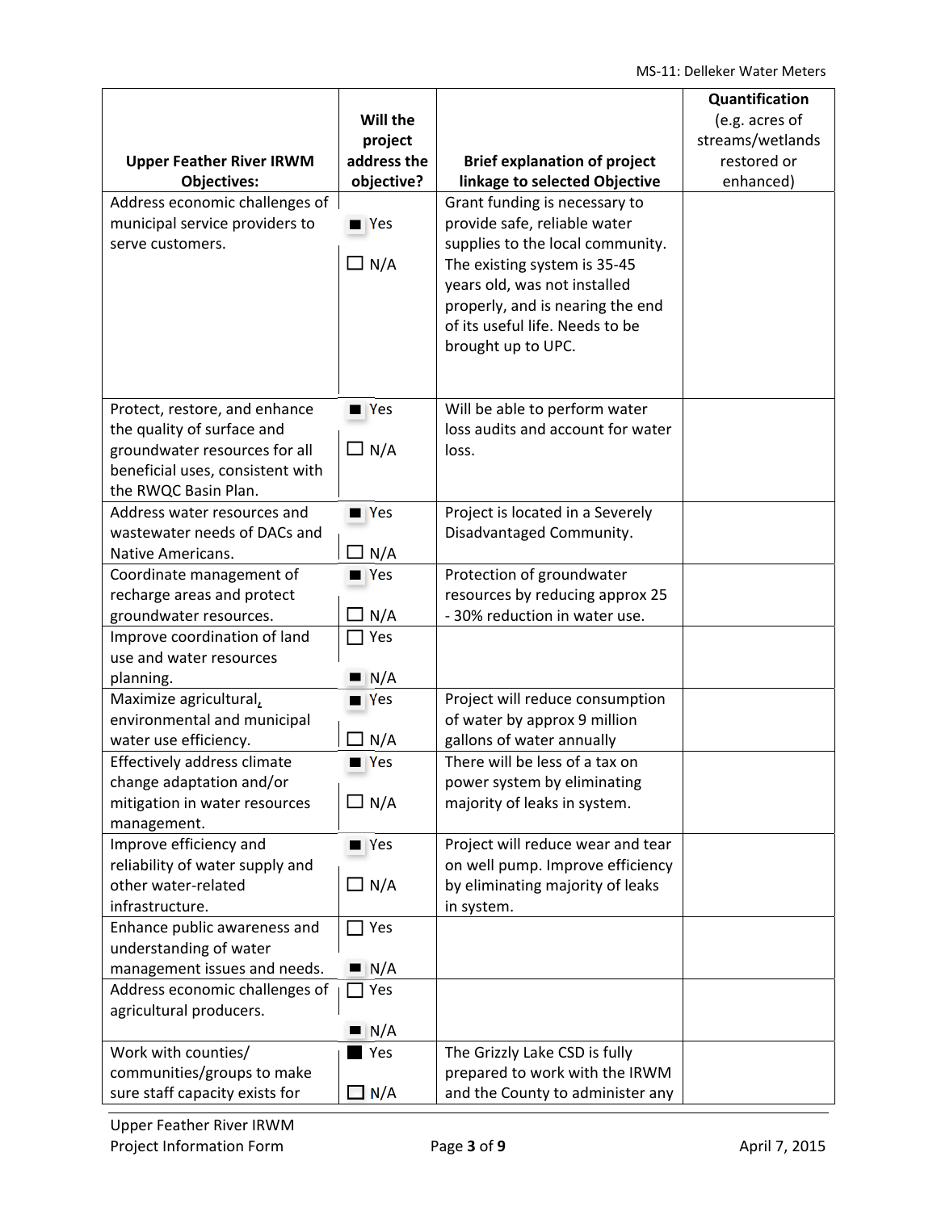| Upper Feather River IRWM Objectives: | Will the project address the objective? | Brief explanation of project linkage to selected Objective | Quantification (e.g. acres of streams/wetlands restored or enhanced) |
|---|---|---|---|
| Address economic challenges of municipal service providers to serve customers. | ■ Yes ☐ N/A | Grant funding is necessary to provide safe, reliable water supplies to the local community. The existing system is 35-45 years old, was not installed properly, and is nearing the end of its useful life. Needs to be brought up to UPC. | |
| Protect, restore, and enhance the quality of surface and groundwater resources for all beneficial uses, consistent with the RWQC Basin Plan. | ■ Yes ☐ N/A | Will be able to perform water loss audits and account for water loss. | |
| Address water resources and wastewater needs of DACs and Native Americans. | ■ Yes ☐ N/A | Project is located in a Severely Disadvantaged Community. | |
| Coordinate management of recharge areas and protect groundwater resources. | ■ Yes ☐ N/A | Protection of groundwater resources by reducing approx 25 - 30% reduction in water use. | |
| Improve coordination of land use and water resources planning. | ☐ Yes ■ N/A | | |
| Maximize agricultural, environmental and municipal water use efficiency. | ■ Yes ☐ N/A | Project will reduce consumption of water by approx 9 million gallons of water annually | |
| Effectively address climate change adaptation and/or mitigation in water resources management. | ■ Yes ☐ N/A | There will be less of a tax on power system by eliminating majority of leaks in system. | |
| Improve efficiency and reliability of water supply and other water-related infrastructure. | ■ Yes ☐ N/A | Project will reduce wear and tear on well pump. Improve efficiency by eliminating majority of leaks in system. | |
| Enhance public awareness and understanding of water management issues and needs. | ☐ Yes ■ N/A | | |
| Address economic challenges of agricultural producers. | ☐ Yes ■ N/A | | |
| Work with counties/ communities/groups to make sure staff capacity exists for | ■ Yes ☐ N/A | The Grizzly Lake CSD is fully prepared to work with the IRWM and the County to administer any | |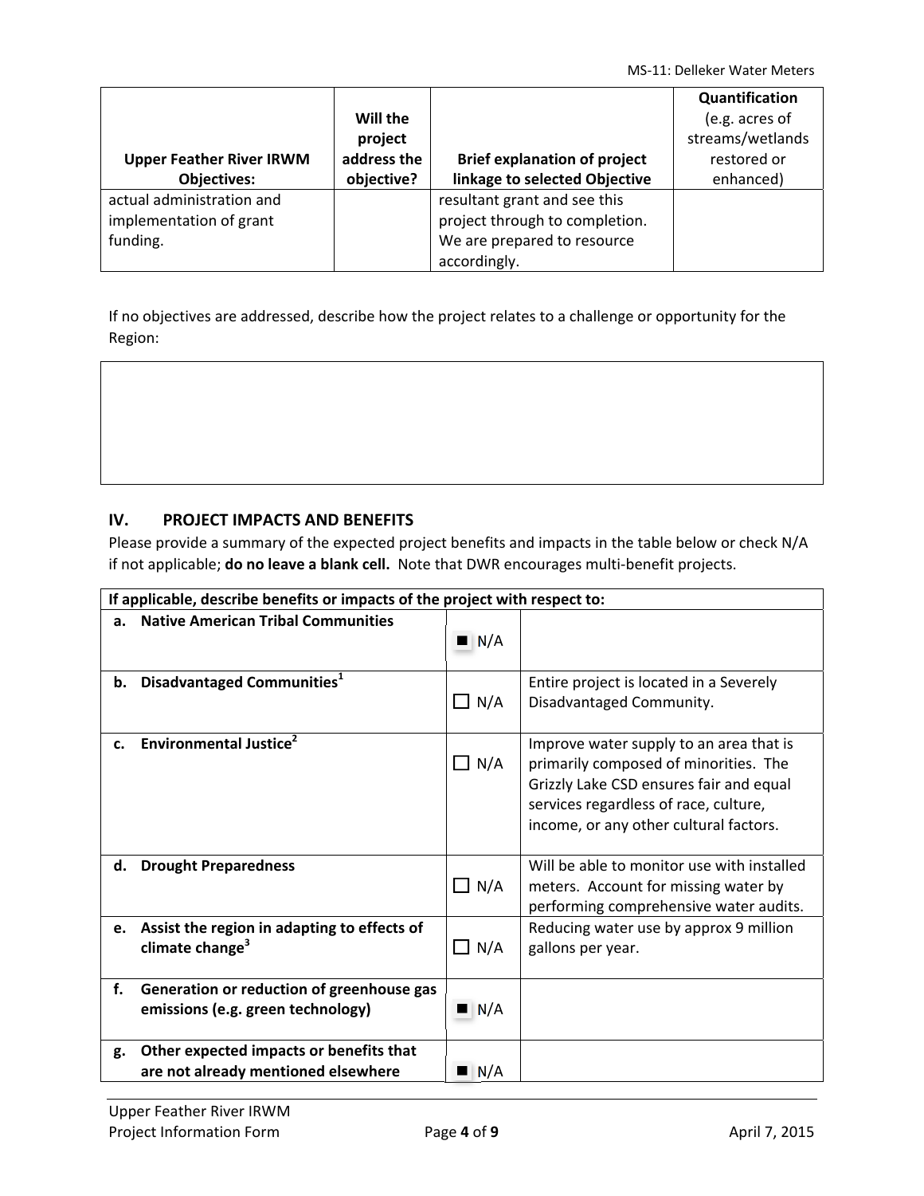| Upper Feather River IRWM Objectives: | Will the project address the objective? | Brief explanation of project linkage to selected Objective | Quantification (e.g. acres of streams/wetlands restored or enhanced) |
|---|---|---|---|
| actual administration and implementation of grant funding. | | resultant grant and see this project through to completion. We are prepared to resource accordingly. | |

If no objectives are addressed, describe how the project relates to a challenge or opportunity for the Region:

| |
|---|
| |

## IV. PROJECT IMPACTS AND BENEFITS

Please provide a summary of the expected project benefits and impacts in the table below or check N/A if not applicable; **do no leave a blank cell.** Note that DWR encourages multi-benefit projects.

| If applicable, describe benefits or impacts of the project with respect to: | | |
|---|---|---|
| **a. Native American Tribal Communities** | ■ N/A | |
| **b. Disadvantaged Communities**[1] | ☐ N/A | Entire project is located in a Severely Disadvantaged Community. |
| **c. Environmental Justice**[2] | ☐ N/A | Improve water supply to an area that is primarily composed of minorities. The Grizzly Lake CSD ensures fair and equal services regardless of race, culture, income, or any other cultural factors. |
| **d. Drought Preparedness** | ☐ N/A | Will be able to monitor use with installed meters. Account for missing water by performing comprehensive water audits. |
| **e. Assist the region in adapting to effects of climate change**[3] | ☐ N/A | Reducing water use by approx 9 million gallons per year. |
| **f. Generation or reduction of greenhouse gas emissions (e.g. green technology)** | ■ N/A | |
| **g. Other expected impacts or benefits that are not already mentioned elsewhere** | ■ N/A | |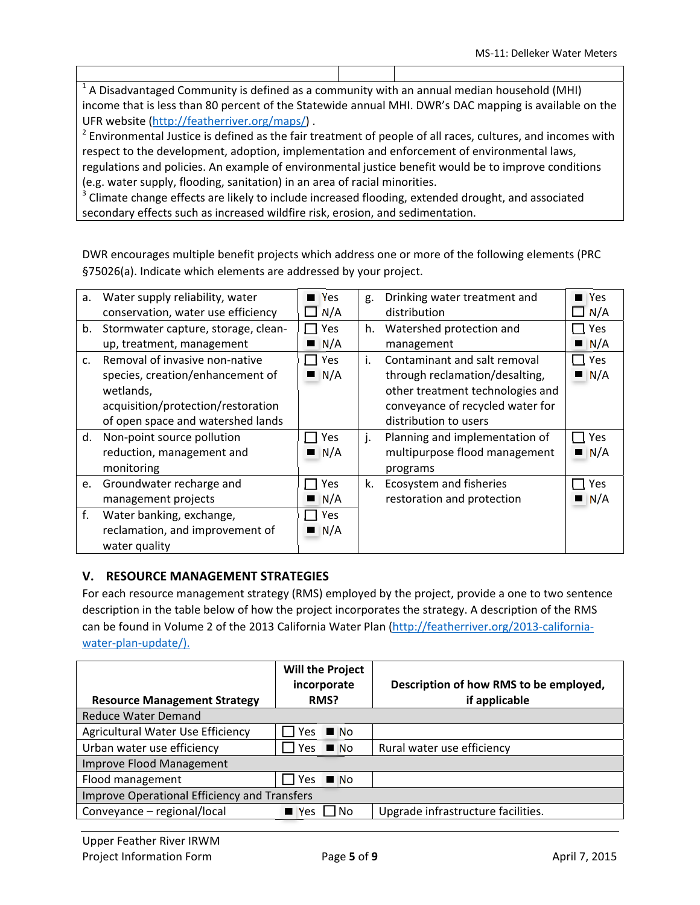| | | |
|---|---|---|
| | | |

[1] A Disadvantaged Community is defined as a community with an annual median household (MHI) income that is less than 80 percent of the Statewide annual MHI. DWR's DAC mapping is available on the UFR website (http://featherriver.org/maps/) .
[2] Environmental Justice is defined as the fair treatment of people of all races, cultures, and incomes with respect to the development, adoption, implementation and enforcement of environmental laws, regulations and policies. An example of environmental justice benefit would be to improve conditions (e.g. water supply, flooding, sanitation) in an area of racial minorities.
[3] Climate change effects are likely to include increased flooding, extended drought, and associated secondary effects such as increased wildfire risk, erosion, and sedimentation.

DWR encourages multiple benefit projects which address one or more of the following elements (PRC §75026(a). Indicate which elements are addressed by your project.

| Element | | Element | |
|---|---|---|---|
| a. Water supply reliability, water conservation, water use efficiency | ■ Yes ☐ N/A | g. Drinking water treatment and distribution | ■ Yes ☐ N/A |
| b. Stormwater capture, storage, clean-up, treatment, management | ☐ Yes ■ N/A | h. Watershed protection and management | ☐ Yes ■ N/A |
| c. Removal of invasive non-native species, creation/enhancement of wetlands, acquisition/protection/restoration of open space and watershed lands | ☐ Yes ■ N/A | i. Contaminant and salt removal through reclamation/desalting, other treatment technologies and conveyance of recycled water for distribution to users | ☐ Yes ■ N/A |
| d. Non-point source pollution reduction, management and monitoring | ☐ Yes ■ N/A | j. Planning and implementation of multipurpose flood management programs | ☐ Yes ■ N/A |
| e. Groundwater recharge and management projects | ☐ Yes ■ N/A | k. Ecosystem and fisheries restoration and protection | ☐ Yes ■ N/A |
| f. Water banking, exchange, reclamation, and improvement of water quality | ☐ Yes ■ N/A | | |

## V. RESOURCE MANAGEMENT STRATEGIES

For each resource management strategy (RMS) employed by the project, provide a one to two sentence description in the table below of how the project incorporates the strategy. A description of the RMS can be found in Volume 2 of the 2013 California Water Plan (http://featherriver.org/2013-california-water-plan-update/).

| Resource Management Strategy | Will the Project incorporate RMS? | Description of how RMS to be employed, if applicable |
|---|---|---|
| Reduce Water Demand | | |
| Agricultural Water Use Efficiency | ☐ Yes ■ No | |
| Urban water use efficiency | ☐ Yes ■ No | Rural water use efficiency |
| Improve Flood Management | | |
| Flood management | ☐ Yes ■ No | |
| Improve Operational Efficiency and Transfers | | |
| Conveyance – regional/local | ■ Yes ☐ No | Upgrade infrastructure facilities. |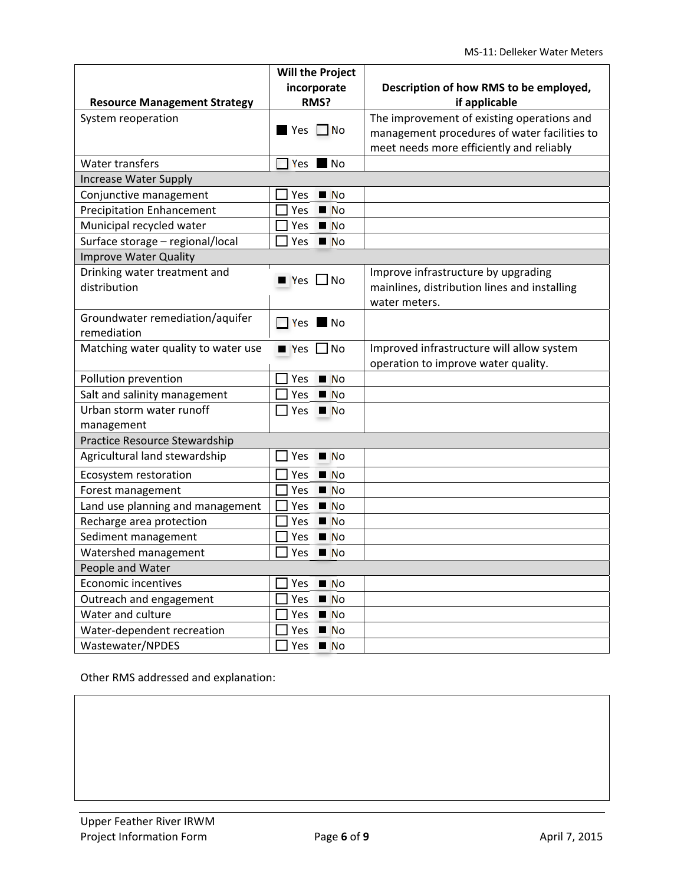| Resource Management Strategy | Will the Project incorporate RMS? | Description of how RMS to be employed, if applicable |
|---|---|---|
| System reoperation | ■ Yes ☐ No | The improvement of existing operations and management procedures of water facilities to meet needs more efficiently and reliably |
| Water transfers | ☐ Yes ■ No | |
| **Increase Water Supply** | | |
| Conjunctive management | ☐ Yes ■ No | |
| Precipitation Enhancement | ☐ Yes ■ No | |
| Municipal recycled water | ☐ Yes ■ No | |
| Surface storage – regional/local | ☐ Yes ■ No | |
| **Improve Water Quality** | | |
| Drinking water treatment and distribution | ■ Yes ☐ No | Improve infrastructure by upgrading mainlines, distribution lines and installing water meters. |
| Groundwater remediation/aquifer remediation | ☐ Yes ■ No | |
| Matching water quality to water use | ■ Yes ☐ No | Improved infrastructure will allow system operation to improve water quality. |
| Pollution prevention | ☐ Yes ■ No | |
| Salt and salinity management | ☐ Yes ■ No | |
| Urban storm water runoff management | ☐ Yes ■ No | |
| **Practice Resource Stewardship** | | |
| Agricultural land stewardship | ☐ Yes ■ No | |
| Ecosystem restoration | ☐ Yes ■ No | |
| Forest management | ☐ Yes ■ No | |
| Land use planning and management | ☐ Yes ■ No | |
| Recharge area protection | ☐ Yes ■ No | |
| Sediment management | ☐ Yes ■ No | |
| Watershed management | ☐ Yes ■ No | |
| **People and Water** | | |
| Economic incentives | ☐ Yes ■ No | |
| Outreach and engagement | ☐ Yes ■ No | |
| Water and culture | ☐ Yes ■ No | |
| Water-dependent recreation | ☐ Yes ■ No | |
| Wastewater/NPDES | ☐ Yes ■ No | |

Other RMS addressed and explanation: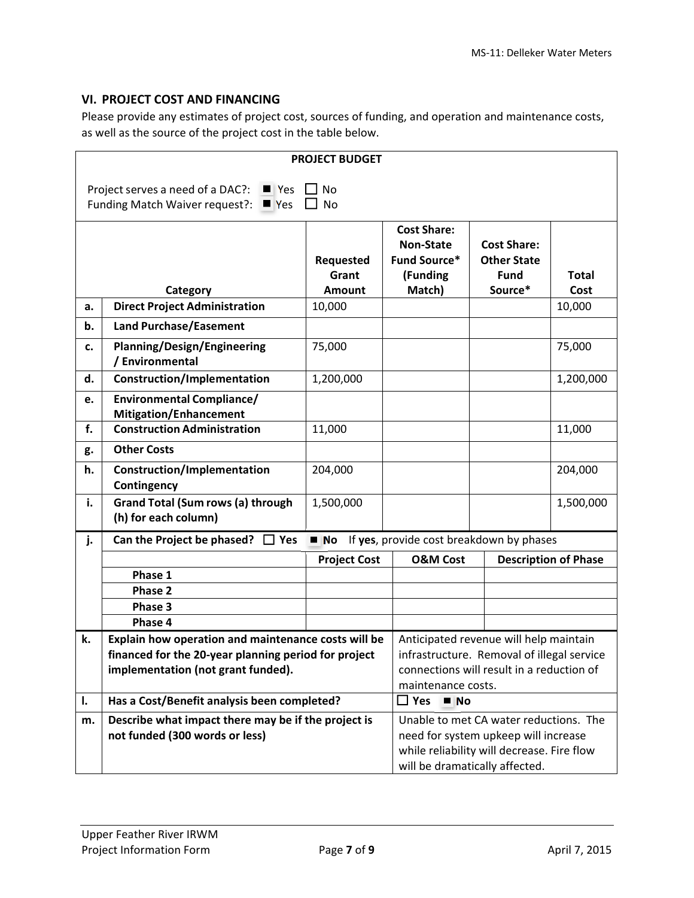## VI. PROJECT COST AND FINANCING

Please provide any estimates of project cost, sources of funding, and operation and maintenance costs, as well as the source of the project cost in the table below.

**PROJECT BUDGET**

Project serves a need of a DAC?: ■ Yes ☐ No
Funding Match Waiver request?: ■ Yes ☐ No

| | Category | Requested Grant Amount | Cost Share: Non-State Fund Source* (Funding Match) | Cost Share: Other State Fund Source* | Total Cost |
|---|---|---|---|---|---|
| a. | **Direct Project Administration** | 10,000 | | | 10,000 |
| b. | **Land Purchase/Easement** | | | | |
| c. | **Planning/Design/Engineering / Environmental** | 75,000 | | | 75,000 |
| d. | **Construction/Implementation** | 1,200,000 | | | 1,200,000 |
| e. | **Environmental Compliance/ Mitigation/Enhancement** | | | | |
| f. | **Construction Administration** | 11,000 | | | 11,000 |
| g. | **Other Costs** | | | | |
| h. | **Construction/Implementation Contingency** | 204,000 | | | 204,000 |
| i. | **Grand Total (Sum rows (a) through (h) for each column)** | 1,500,000 | | | 1,500,000 |

| j. | **Can the Project be phased?** ☐ **Yes** ■ **No** If **yes**, provide cost breakdown by phases | | | |
|---|---|---|---|---|
| | | **Project Cost** | **O&M Cost** | **Description of Phase** |
| | **Phase 1** | | | |
| | **Phase 2** | | | |
| | **Phase 3** | | | |
| | **Phase 4** | | | |

| | | |
|---|---|---|
| k. | **Explain how operation and maintenance costs will be financed for the 20-year planning period for project implementation (not grant funded).** | Anticipated revenue will help maintain infrastructure. Removal of illegal service connections will result in a reduction of maintenance costs. |
| l. | **Has a Cost/Benefit analysis been completed?** | ☐ **Yes** ■ **No** |
| m. | **Describe what impact there may be if the project is not funded (300 words or less)** | Unable to met CA water reductions. The need for system upkeep will increase while reliability will decrease. Fire flow will be dramatically affected. |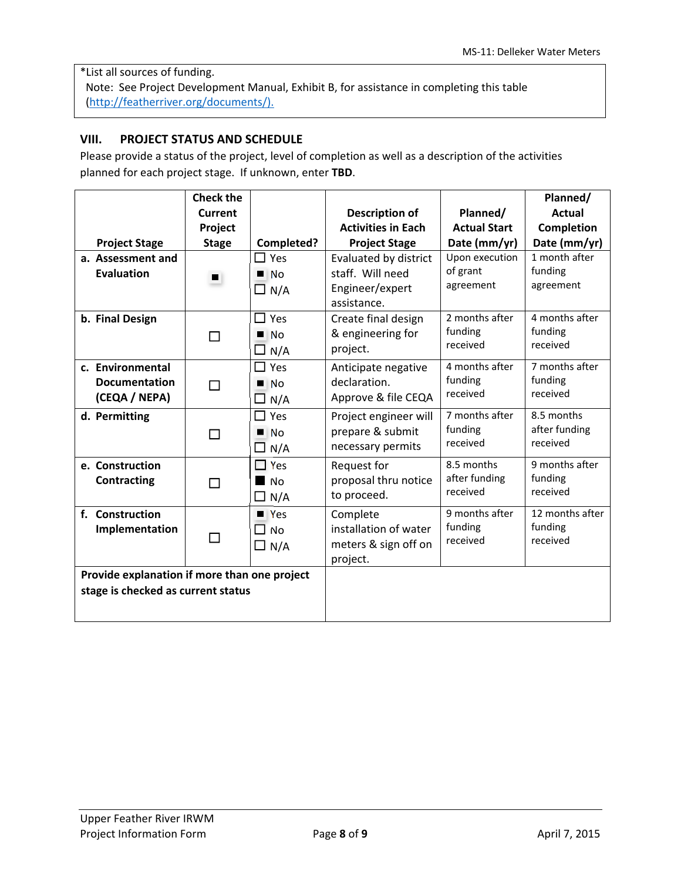*List all sources of funding.
Note: See Project Development Manual, Exhibit B, for assistance in completing this table (http://featherriver.org/documents/).

## VIII. PROJECT STATUS AND SCHEDULE

Please provide a status of the project, level of completion as well as a description of the activities planned for each project stage. If unknown, enter **TBD**.

| Project Stage | Check the Current Project Stage | Completed? | Description of Activities in Each Project Stage | Planned/ Actual Start Date (mm/yr) | Planned/ Actual Completion Date (mm/yr) |
|---|---|---|---|---|---|
| a. Assessment and Evaluation | ■ | ☐ Yes ■ No ☐ N/A | Evaluated by district staff. Will need Engineer/expert assistance. | Upon execution of grant agreement | 1 month after funding agreement |
| b. Final Design | ☐ | ☐ Yes ■ No ☐ N/A | Create final design & engineering for project. | 2 months after funding received | 4 months after funding received |
| c. Environmental Documentation (CEQA / NEPA) | ☐ | ☐ Yes ■ No ☐ N/A | Anticipate negative declaration. Approve & file CEQA | 4 months after funding received | 7 months after funding received |
| d. Permitting | ☐ | ☐ Yes ■ No ☐ N/A | Project engineer will prepare & submit necessary permits | 7 months after funding received | 8.5 months after funding received |
| e. Construction Contracting | ☐ | ☐ Yes ■ No ☐ N/A | Request for proposal thru notice to proceed. | 8.5 months after funding received | 9 months after funding received |
| f. Construction Implementation | ☐ | ■ Yes ☐ No ☐ N/A | Complete installation of water meters & sign off on project. | 9 months after funding received | 12 months after funding received |
| **Provide explanation if more than one project stage is checked as current status** | | | | | |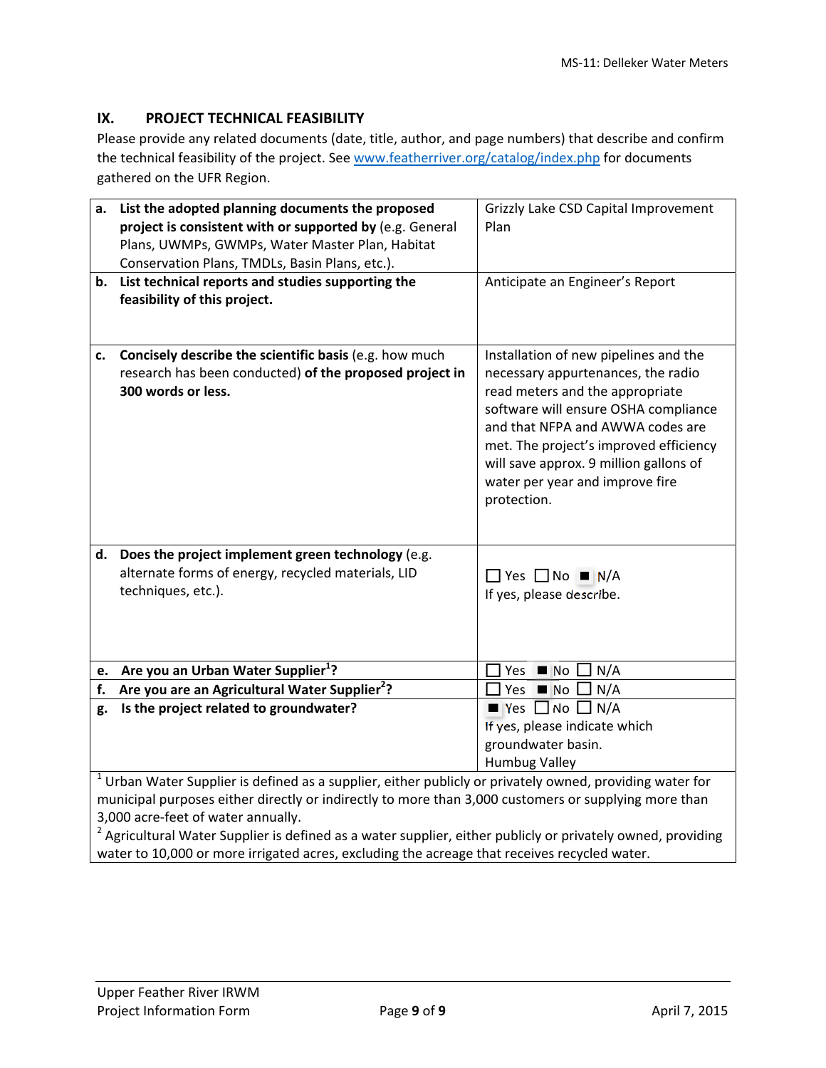## IX. PROJECT TECHNICAL FEASIBILITY

Please provide any related documents (date, title, author, and page numbers) that describe and confirm the technical feasibility of the project. See www.featherriver.org/catalog/index.php for documents gathered on the UFR Region.

| | |
|---|---|
| **a. List the adopted planning documents the proposed project is consistent with or supported by** (e.g. General Plans, UWMPs, GWMPs, Water Master Plan, Habitat Conservation Plans, TMDLs, Basin Plans, etc.). | Grizzly Lake CSD Capital Improvement Plan |
| **b. List technical reports and studies supporting the feasibility of this project.** | Anticipate an Engineer's Report |
| **c. Concisely describe the scientific basis** (e.g. how much research has been conducted) **of the proposed project in 300 words or less.** | Installation of new pipelines and the necessary appurtenances, the radio read meters and the appropriate software will ensure OSHA compliance and that NFPA and AWWA codes are met. The project's improved efficiency will save approx. 9 million gallons of water per year and improve fire protection. |
| **d. Does the project implement green technology** (e.g. alternate forms of energy, recycled materials, LID techniques, etc.). | ☐ Yes ☐ No ■ N/A<br>If yes, please describe. |
| **e. Are you an Urban Water Supplier[1]?** | ☐ Yes ■ No ☐ N/A |
| **f. Are you are an Agricultural Water Supplier[2]?** | ☐ Yes ■ No ☐ N/A |
| **g. Is the project related to groundwater?** | ■ Yes ☐ No ☐ N/A<br>If yes, please indicate which groundwater basin.<br>Humbug Valley |

[1] Urban Water Supplier is defined as a supplier, either publicly or privately owned, providing water for municipal purposes either directly or indirectly to more than 3,000 customers or supplying more than 3,000 acre-feet of water annually.

[2] Agricultural Water Supplier is defined as a water supplier, either publicly or privately owned, providing water to 10,000 or more irrigated acres, excluding the acreage that receives recycled water.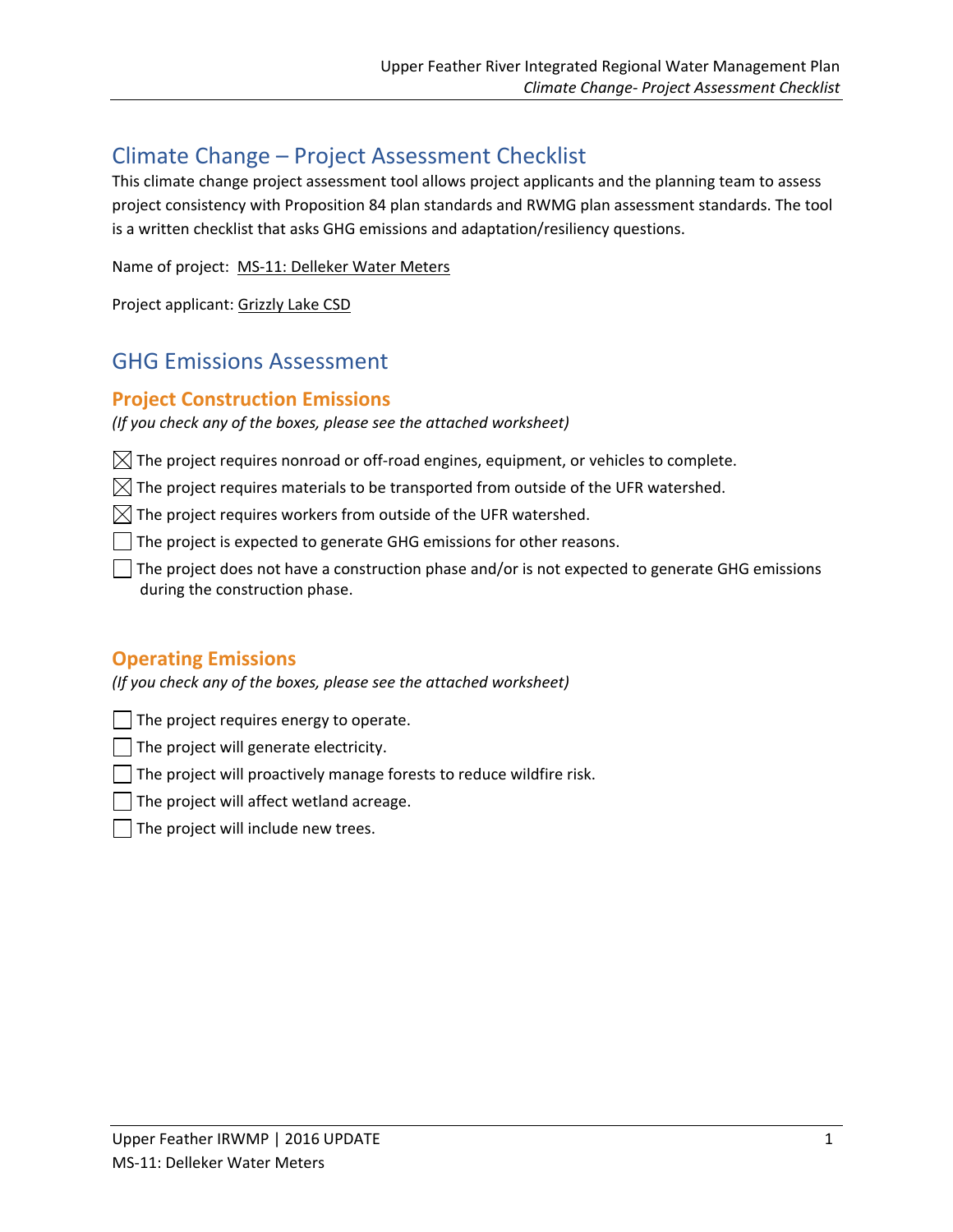# Climate Change – Project Assessment Checklist

This climate change project assessment tool allows project applicants and the planning team to assess project consistency with Proposition 84 plan standards and RWMG plan assessment standards. The tool is a written checklist that asks GHG emissions and adaptation/resiliency questions.

Name of project: MS-11: Delleker Water Meters

Project applicant: Grizzly Lake CSD

## GHG Emissions Assessment

### Project Construction Emissions

*(If you check any of the boxes, please see the attached worksheet)*

- ☒ The project requires nonroad or off-road engines, equipment, or vehicles to complete.
- ☒ The project requires materials to be transported from outside of the UFR watershed.
- ☒ The project requires workers from outside of the UFR watershed.
- ☐ The project is expected to generate GHG emissions for other reasons.
- ☐ The project does not have a construction phase and/or is not expected to generate GHG emissions during the construction phase.

### Operating Emissions

*(If you check any of the boxes, please see the attached worksheet)*

- ☐ The project requires energy to operate.
- ☐ The project will generate electricity.
- ☐ The project will proactively manage forests to reduce wildfire risk.
- ☐ The project will affect wetland acreage.
- ☐ The project will include new trees.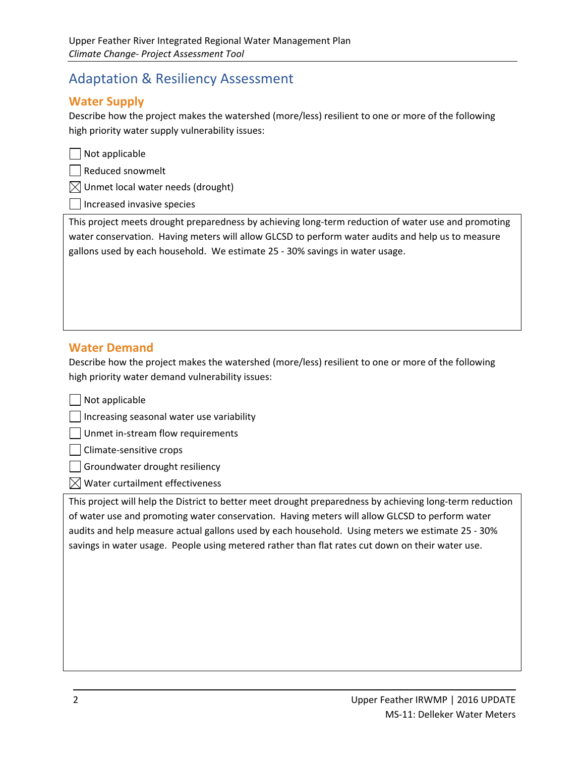# Adaptation & Resiliency Assessment

## Water Supply

Describe how the project makes the watershed (more/less) resilient to one or more of the following high priority water supply vulnerability issues:

- [ ] Not applicable
- [ ] Reduced snowmelt
- [x] Unmet local water needs (drought)
- [ ] Increased invasive species

This project meets drought preparedness by achieving long-term reduction of water use and promoting water conservation. Having meters will allow GLCSD to perform water audits and help us to measure gallons used by each household. We estimate 25 - 30% savings in water usage.

## Water Demand

Describe how the project makes the watershed (more/less) resilient to one or more of the following high priority water demand vulnerability issues:

- [ ] Not applicable
- [ ] Increasing seasonal water use variability
- [ ] Unmet in-stream flow requirements
- [ ] Climate-sensitive crops
- [ ] Groundwater drought resiliency
- [x] Water curtailment effectiveness

This project will help the District to better meet drought preparedness by achieving long-term reduction of water use and promoting water conservation. Having meters will allow GLCSD to perform water audits and help measure actual gallons used by each household. Using meters we estimate 25 - 30% savings in water usage. People using metered rather than flat rates cut down on their water use.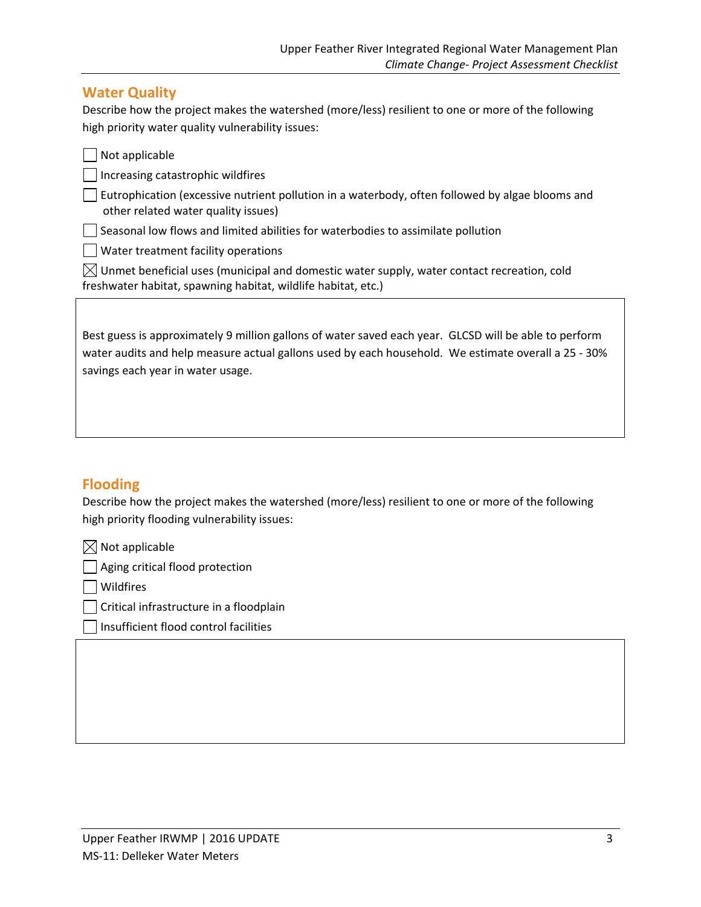## Water Quality

Describe how the project makes the watershed (more/less) resilient to one or more of the following high priority water quality vulnerability issues:

- ☐ Not applicable
- ☐ Increasing catastrophic wildfires
- ☐ Eutrophication (excessive nutrient pollution in a waterbody, often followed by algae blooms and other related water quality issues)
- ☐ Seasonal low flows and limited abilities for waterbodies to assimilate pollution
- ☐ Water treatment facility operations
- ☒ Unmet beneficial uses (municipal and domestic water supply, water contact recreation, cold freshwater habitat, spawning habitat, wildlife habitat, etc.)

Best guess is approximately 9 million gallons of water saved each year. GLCSD will be able to perform water audits and help measure actual gallons used by each household. We estimate overall a 25 - 30% savings each year in water usage.

## Flooding

Describe how the project makes the watershed (more/less) resilient to one or more of the following high priority flooding vulnerability issues:

- ☒ Not applicable
- ☐ Aging critical flood protection
- ☐ Wildfires
- ☐ Critical infrastructure in a floodplain
- ☐ Insufficient flood control facilities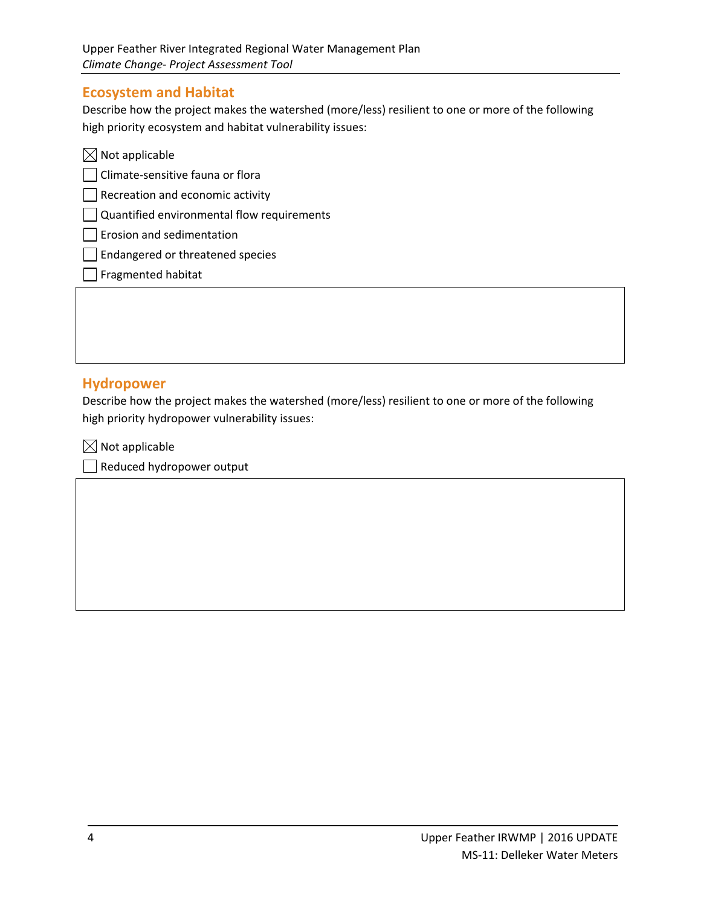## Ecosystem and Habitat

Describe how the project makes the watershed (more/less) resilient to one or more of the following high priority ecosystem and habitat vulnerability issues:

- [x] Not applicable
- [ ] Climate-sensitive fauna or flora
- [ ] Recreation and economic activity
- [ ] Quantified environmental flow requirements
- [ ] Erosion and sedimentation
- [ ] Endangered or threatened species
- [ ] Fragmented habitat

## Hydropower

Describe how the project makes the watershed (more/less) resilient to one or more of the following high priority hydropower vulnerability issues:

- [x] Not applicable
- [ ] Reduced hydropower output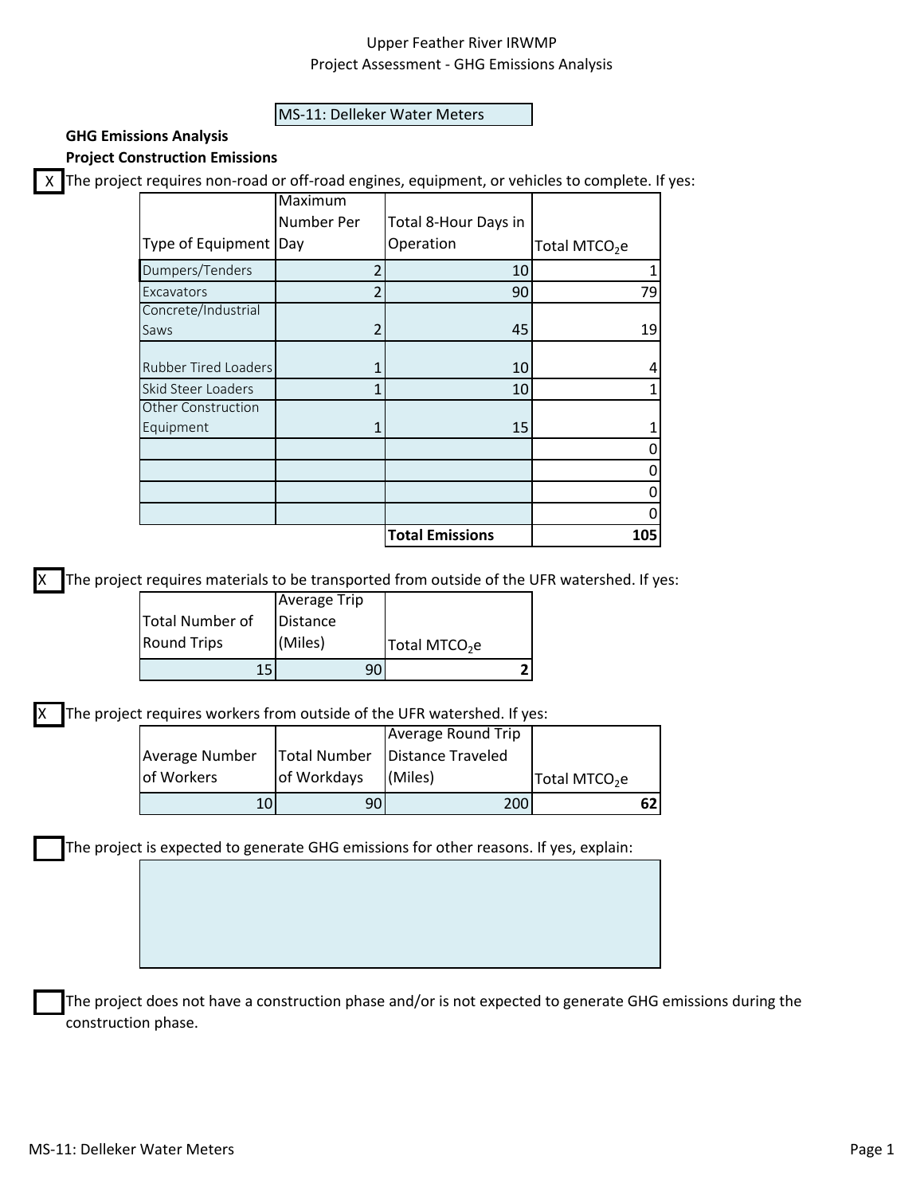Upper Feather River IRWMP
Project Assessment - GHG Emissions Analysis

MS-11: Delleker Water Meters

**GHG Emissions Analysis**

**Project Construction Emissions**

[X] The project requires non-road or off-road engines, equipment, or vehicles to complete. If yes:

| Type of Equipment | Maximum Number Per Day | Total 8-Hour Days in Operation | Total $MTCO_2e$ |
|---|---|---|---|
| Dumpers/Tenders | 2 | 10 | 1 |
| Excavators | 2 | 90 | 79 |
| Concrete/Industrial Saws | 2 | 45 | 19 |
| Rubber Tired Loaders | 1 | 10 | 4 |
| Skid Steer Loaders | 1 | 10 | 1 |
| Other Construction Equipment | 1 | 15 | 1 |
| | | | 0 |
| | | | 0 |
| | | | 0 |
| | | | 0 |
| | | **Total Emissions** | **105** |

[X] The project requires materials to be transported from outside of the UFR watershed. If yes:

| Total Number of Round Trips | Average Trip Distance (Miles) | Total $MTCO_2e$ |
|---|---|---|
| 15 | 90 | **2** |

[X] The project requires workers from outside of the UFR watershed. If yes:

| Average Number of Workers | Total Number of Workdays | Average Round Trip Distance Traveled (Miles) | Total $MTCO_2e$ |
|---|---|---|---|
| 10 | 90 | 200 | **62** |

[ ] The project is expected to generate GHG emissions for other reasons. If yes, explain:

[ ] The project does not have a construction phase and/or is not expected to generate GHG emissions during the construction phase.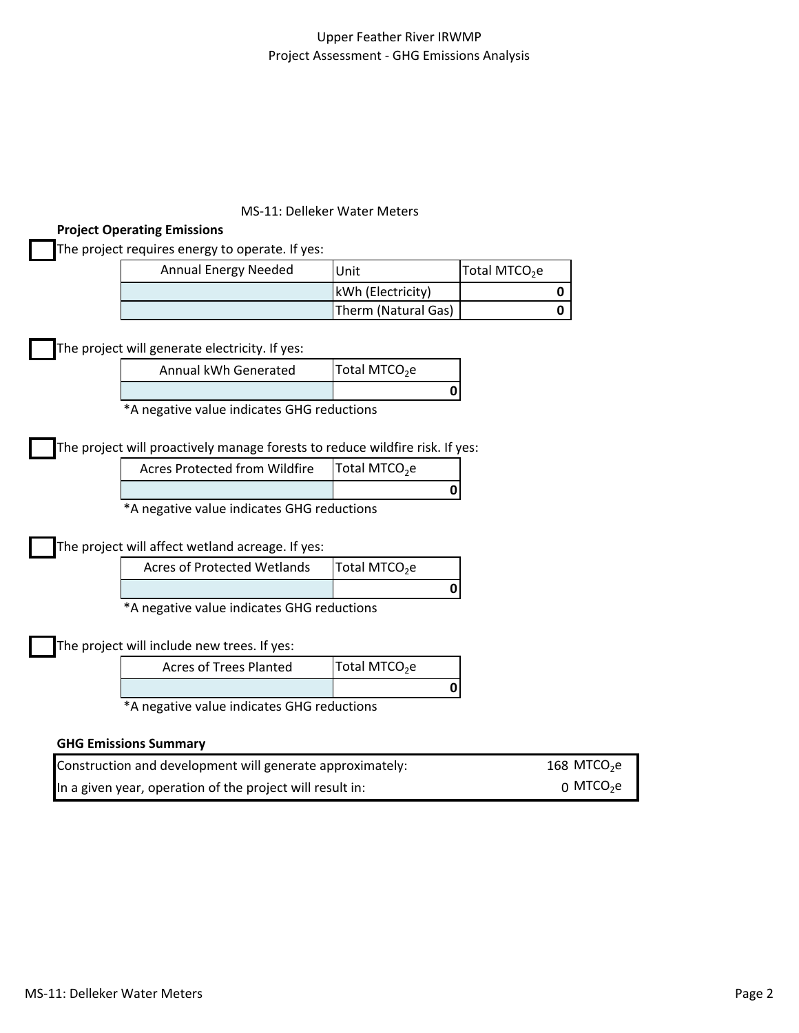MS-11: Delleker Water Meters

**Project Operating Emissions**

☐ The project requires energy to operate. If yes:

| Annual Energy Needed | Unit | Total $MTCO_2e$ |
|---|---|---|
| | kWh (Electricity) | **0** |
| | Therm (Natural Gas) | **0** |

☐ The project will generate electricity. If yes:

| Annual kWh Generated | Total $MTCO_2e$ |
|---|---|
| | **0** |

*A negative value indicates GHG reductions

☐ The project will proactively manage forests to reduce wildfire risk. If yes:

| Acres Protected from Wildfire | Total $MTCO_2e$ |
|---|---|
| | **0** |

*A negative value indicates GHG reductions

☐ The project will affect wetland acreage. If yes:

| Acres of Protected Wetlands | Total $MTCO_2e$ |
|---|---|
| | **0** |

*A negative value indicates GHG reductions

☐ The project will include new trees. If yes:

| Acres of Trees Planted | Total $MTCO_2e$ |
|---|---|
| | **0** |

*A negative value indicates GHG reductions

**GHG Emissions Summary**

| | |
|---|---|
| Construction and development will generate approximately: | 168 $MTCO_2e$ |
| In a given year, operation of the project will result in: | 0 $MTCO_2e$ |